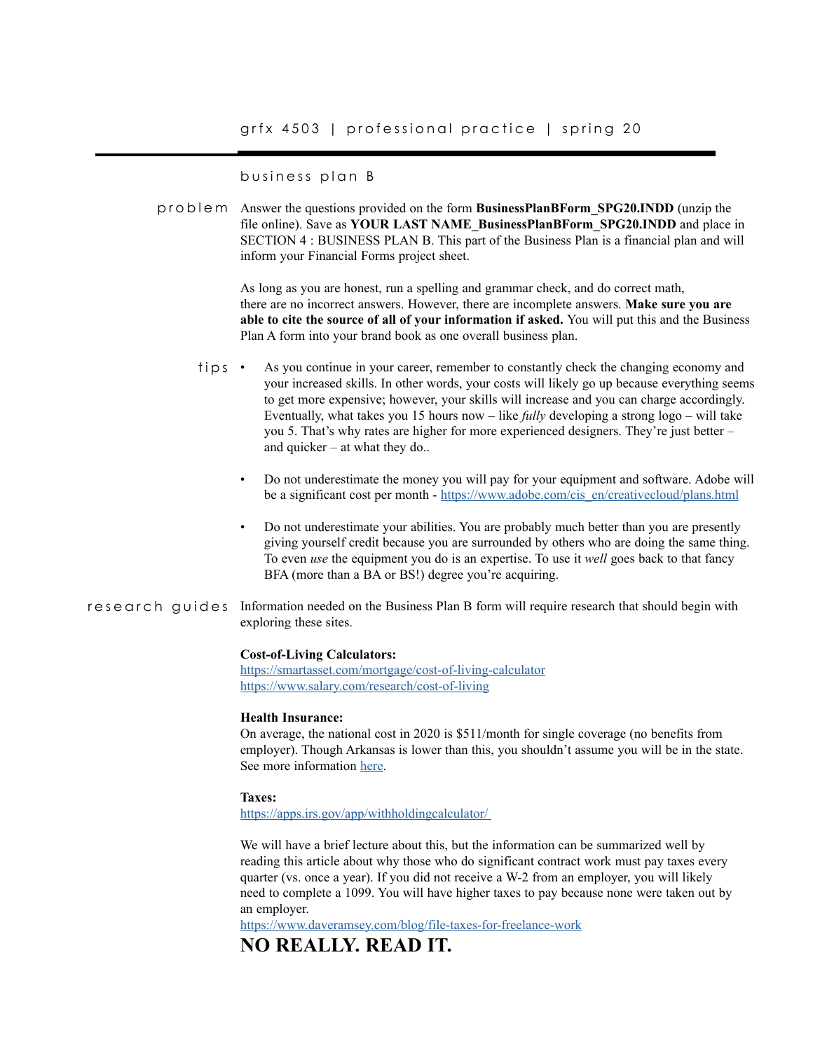# grfx 4503 | professional practice | spring 20

## business plan B

**problem**

Answer the questions provided on the form **BusinessPlanBForm_SPG20.INDD** (unzip the file online). Save as **YOUR LAST NAME_BusinessPlanBForm_SPG20.INDD** and place in SECTION 4 : BUSINESS PLAN B. This part of the Business Plan is a financial plan and will inform your Financial Forms project sheet.

As long as you are honest, run a spelling and grammar check, and do correct math, there are no incorrect answers. However, there are incomplete answers. **Make sure you are able to cite the source of all of your information if asked.** You will put this and the Business Plan A form into your brand book as one overall business plan.

**tips**

- As you continue in your career, remember to constantly check the changing economy and your increased skills. In other words, your costs will likely go up because everything seems to get more expensive; however, your skills will increase and you can charge accordingly. Eventually, what takes you 15 hours now – like *fully* developing a strong logo – will take you 5. That's why rates are higher for more experienced designers. They're just better – and quicker – at what they do..
- Do not underestimate the money you will pay for your equipment and software. Adobe will be a significant cost per month - [https://www.adobe.com/cis_en/creativecloud/plans.html](https://www.adobe.com/cis_en/creativecloud/plans.html)
- Do not underestimate your abilities. You are probably much better than you are presently giving yourself credit because you are surrounded by others who are doing the same thing. To even *use* the equipment you do is an expertise. To use it *well* goes back to that fancy BFA (more than a BA or BS!) degree you're acquiring.

**research guides**

Information needed on the Business Plan B form will require research that should begin with exploring these sites.

**Cost-of-Living Calculators:**
[https://smartasset.com/mortgage/cost-of-living-calculator](https://smartasset.com/mortgage/cost-of-living-calculator)
[https://www.salary.com/research/cost-of-living](https://www.salary.com/research/cost-of-living)

**Health Insurance:**
On average, the national cost in 2020 is $511/month for single coverage (no benefits from employer). Though Arkansas is lower than this, you shouldn't assume you will be in the state. See more information here.

**Taxes:**
[https://apps.irs.gov/app/withholdingcalculator/](https://apps.irs.gov/app/withholdingcalculator/)

We will have a brief lecture about this, but the information can be summarized well by reading this article about why those who do significant contract work must pay taxes every quarter (vs. once a year). If you did not receive a W-2 from an employer, you will likely need to complete a 1099. You will have higher taxes to pay because none were taken out by an employer.
[https://www.daveramsey.com/blog/file-taxes-for-freelance-work](https://www.daveramsey.com/blog/file-taxes-for-freelance-work)

**NO REALLY. READ IT.**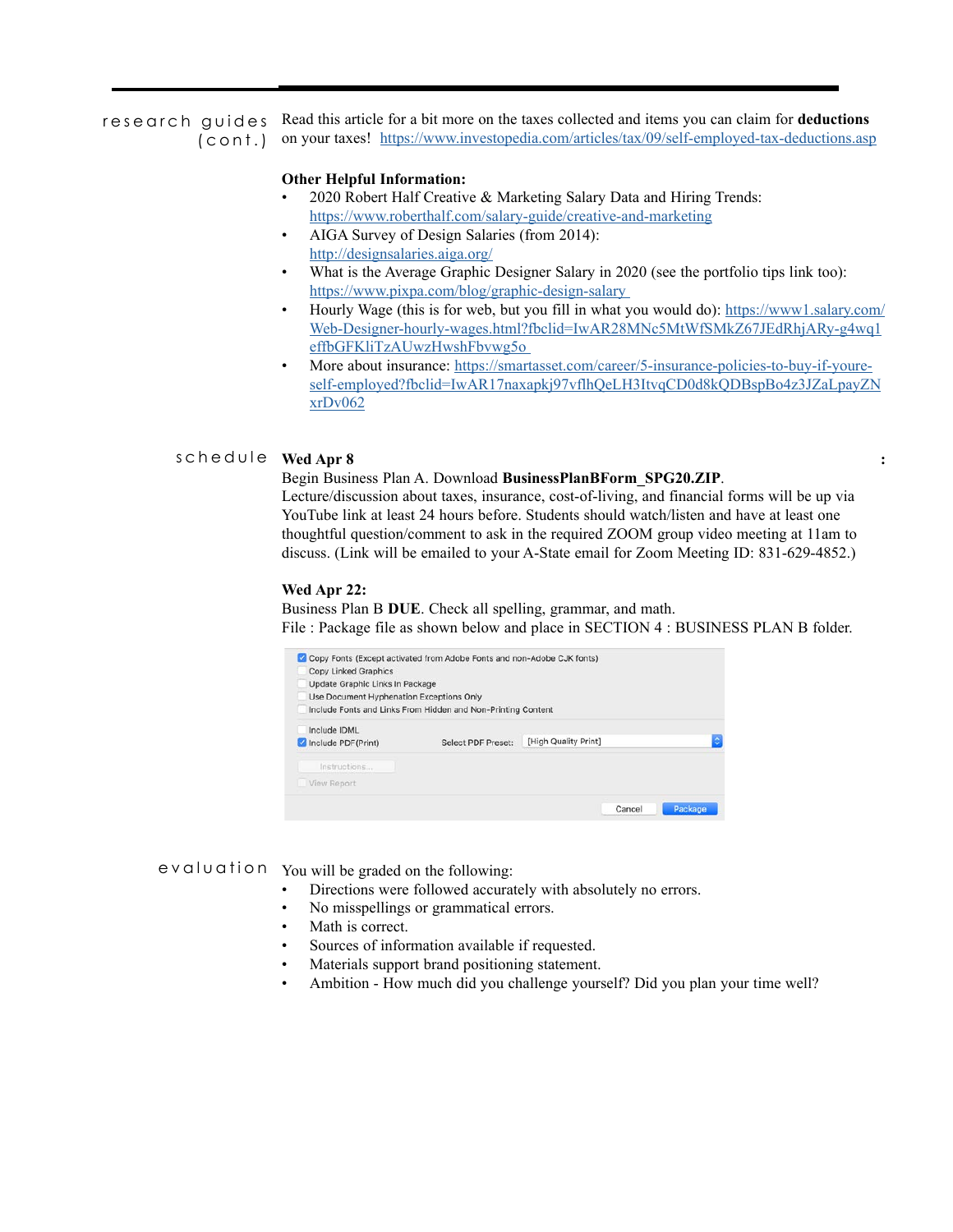## research guides (cont.)

Read this article for a bit more on the taxes collected and items you can claim for **deductions** on your taxes! https://www.investopedia.com/articles/tax/09/self-employed-tax-deductions.asp

**Other Helpful Information:**

- 2020 Robert Half Creative & Marketing Salary Data and Hiring Trends: https://www.roberthalf.com/salary-guide/creative-and-marketing
- AIGA Survey of Design Salaries (from 2014): http://designsalaries.aiga.org/
- What is the Average Graphic Designer Salary in 2020 (see the portfolio tips link too): https://www.pixpa.com/blog/graphic-design-salary
- Hourly Wage (this is for web, but you fill in what you would do): https://www1.salary.com/Web-Designer-hourly-wages.html?fbclid=IwAR28MNc5MtWfSMkZ67JEdRhjARy-g4wq1effbGFKliTzAUwzHwshFbvwg5o
- More about insurance: https://smartasset.com/career/5-insurance-policies-to-buy-if-youre-self-employed?fbclid=IwAR17naxapkj97vflhQeLH3ItvqCD0d8kQDBspBo4z3JZaPayZNxrDv062

## schedule

**Wed Apr 8**

Begin Business Plan A. Download **BusinessPlanBForm_SPG20.ZIP**.
Lecture/discussion about taxes, insurance, cost-of-living, and financial forms will be up via YouTube link at least 24 hours before. Students should watch/listen and have at least one thoughtful question/comment to ask in the required ZOOM group video meeting at 11am to discuss. (Link will be emailed to your A-State email for Zoom Meeting ID: 831-629-4852.)

**Wed Apr 22:**

Business Plan B **DUE**. Check all spelling, grammar, and math.
File : Package file as shown below and place in SECTION 4 : BUSINESS PLAN B folder.

- [x] Copy Fonts (Except activated from Adobe Fonts and non-Adobe CJK fonts)
- [ ] Copy Linked Graphics
- [ ] Update Graphic Links In Package
- [ ] Use Document Hyphenation Exceptions Only
- [ ] Include Fonts and Links From Hidden and Non-Printing Content
- [ ] Include IDML
- [x] Include PDF(Print) — Select PDF Preset: [High Quality Print]

Instructions...
View Report
Cancel | Package

## evaluation

You will be graded on the following:

- Directions were followed accurately with absolutely no errors.
- No misspellings or grammatical errors.
- Math is correct.
- Sources of information available if requested.
- Materials support brand positioning statement.
- Ambition - How much did you challenge yourself? Did you plan your time well?